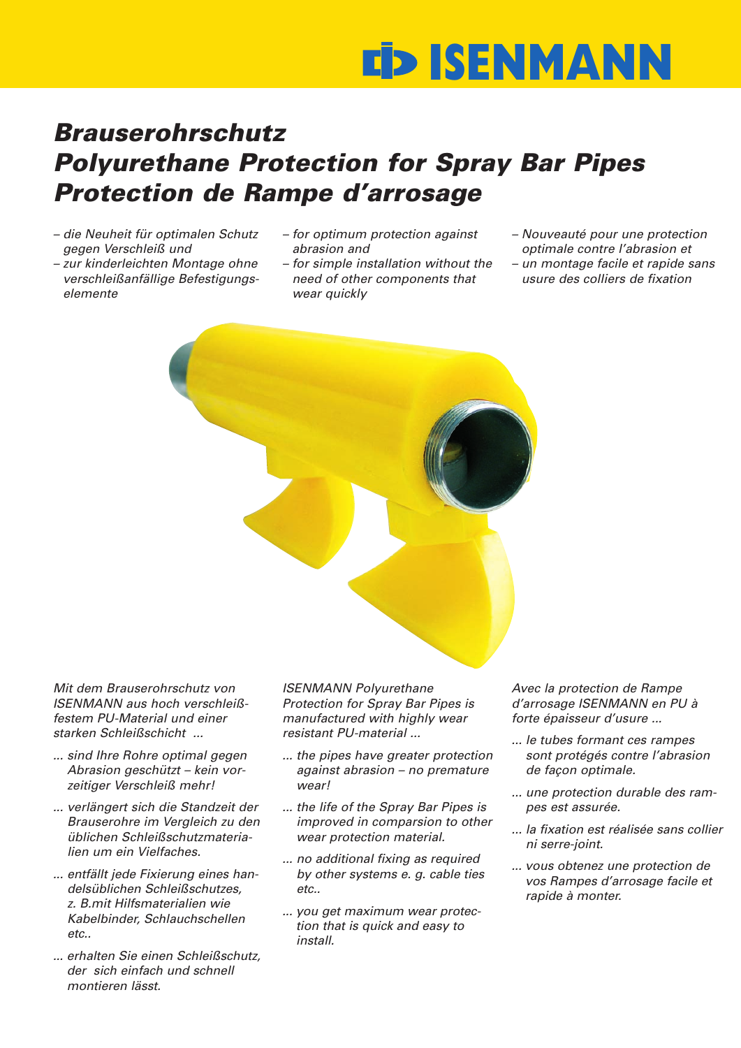ISENMANN

# *Brauserohrschutz*
# *Polyurethane Protection for Spray Bar Pipes*
# *Protection de Rampe d'arrosage*

*– die Neuheit für optimalen Schutz gegen Verschleiß und*
*– zur kinderleichten Montage ohne verschleißanfällige Befestigungselemente*

*– for optimum protection against abrasion and*
*– for simple installation without the need of other components that wear quickly*

*– Nouveauté pour une protection optimale contre l'abrasion et*
*– un montage facile et rapide sans usure des colliers de fixation*

*Mit dem Brauserohrschutz von ISENMANN aus hoch verschleißfestem PU-Material und einer starken Schleißschicht ...*

*... sind Ihre Rohre optimal gegen Abrasion geschützt – kein vorzeitiger Verschleiß mehr!*

*... verlängert sich die Standzeit der Brauserohre im Vergleich zu den üblichen Schleißschutzmaterialien um ein Vielfaches.*

*... entfällt jede Fixierung eines handelsüblichen Schleißschutzes, z. B.mit Hilfsmaterialien wie Kabelbinder, Schlauchschellen etc..*

*... erhalten Sie einen Schleißschutz, der sich einfach und schnell montieren lässt.*

*ISENMANN Polyurethane Protection for Spray Bar Pipes is manufactured with highly wear resistant PU-material ...*

*... the pipes have greater protection against abrasion – no premature wear!*

*... the life of the Spray Bar Pipes is improved in comparsion to other wear protection material.*

*... no additional fixing as required by other systems e. g. cable ties etc..*

*... you get maximum wear protection that is quick and easy to install.*

*Avec la protection de Rampe d'arrosage ISENMANN en PU à forte épaisseur d'usure ...*

*... le tubes formant ces rampes sont protégés contre l'abrasion de façon optimale.*

*... une protection durable des rampes est assurée.*

*... la fixation est réalisée sans collier ni serre-joint.*

*... vous obtenez une protection de vos Rampes d'arrosage facile et rapide à monter.*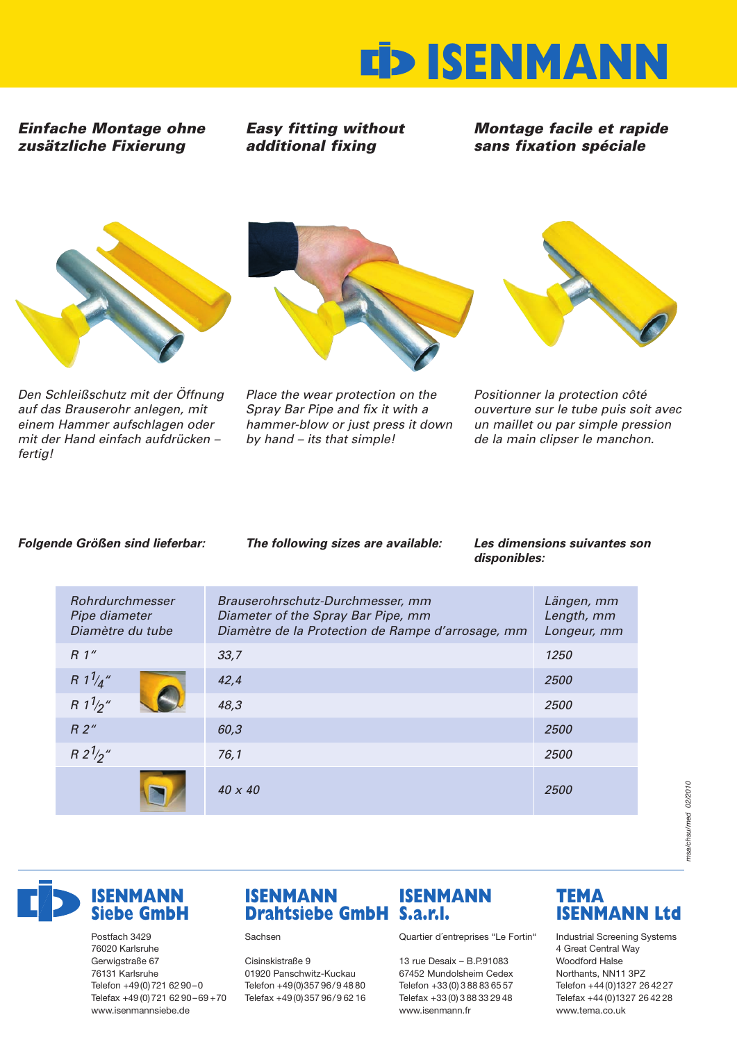# ISENMANN

***Einfache Montage ohne zusätzliche Fixierung***

***Easy fitting without additional fixing***

***Montage facile et rapide sans fixation spéciale***

*Den Schleißschutz mit der Öffnung auf das Brauserohr anlegen, mit einem Hammer aufschlagen oder mit der Hand einfach aufdrücken – fertig!*

*Place the wear protection on the Spray Bar Pipe and fix it with a hammer-blow or just press it down by hand – its that simple!*

*Positionner la protection côté ouverture sur le tube puis soit avec un maillet ou par simple pression de la main clipser le manchon.*

***Folgende Größen sind lieferbar:***

***The following sizes are available:***

***Les dimensions suivantes son disponibles:***

| *Rohrdurchmesser*<br>*Pipe diameter*<br>*Diamètre du tube* | *Brauserohrschutz-Durchmesser, mm*<br>*Diameter of the Spray Bar Pipe, mm*<br>*Diamètre de la Protection de Rampe d'arrosage, mm* | *Längen, mm*<br>*Length, mm*<br>*Longeur, mm* |
|---|---|---|
| *R 1"* | *33,7* | *1250* |
| *R 1 1/4"* | *42,4* | *2500* |
| *R 1 1/2"* | *48,3* | *2500* |
| *R 2"* | *60,3* | *2500* |
| *R 2 1/2"* | *76,1* | *2500* |
| | *40 x 40* | *2500* |

*msa/chsu/med 02/2010*

**ISENMANN Siebe GmbH**
Postfach 3429
76020 Karlsruhe
Gerwigstraße 67
76131 Karlsruhe
Telefon +49(0)721 62 90–0
Telefax +49(0)721 62 90–69 +70
www.isenmannsiebe.de

**ISENMANN Drahtsiebe GmbH**
Sachsen

Cisinskistraße 9
01920 Panschwitz-Kuckau
Telefon +49(0)357 96/9 48 80
Telefax +49(0)357 96/9 62 16

**ISENMANN S.a.r.l.**
Quartier d'entreprises "Le Fortin"

13 rue Desaix – B.P.91083
67452 Mundolsheim Cedex
Telefon +33(0)3 88 83 65 57
Telefax +33(0)3 88 33 29 48
www.isenmann.fr

**TEMA ISENMANN Ltd**
Industrial Screening Systems
4 Great Central Way
Woodford Halse
Northants, NN11 3PZ
Telefon +44(0)1327 26 42 27
Telefax +44(0)1327 26 42 28
www.tema.co.uk